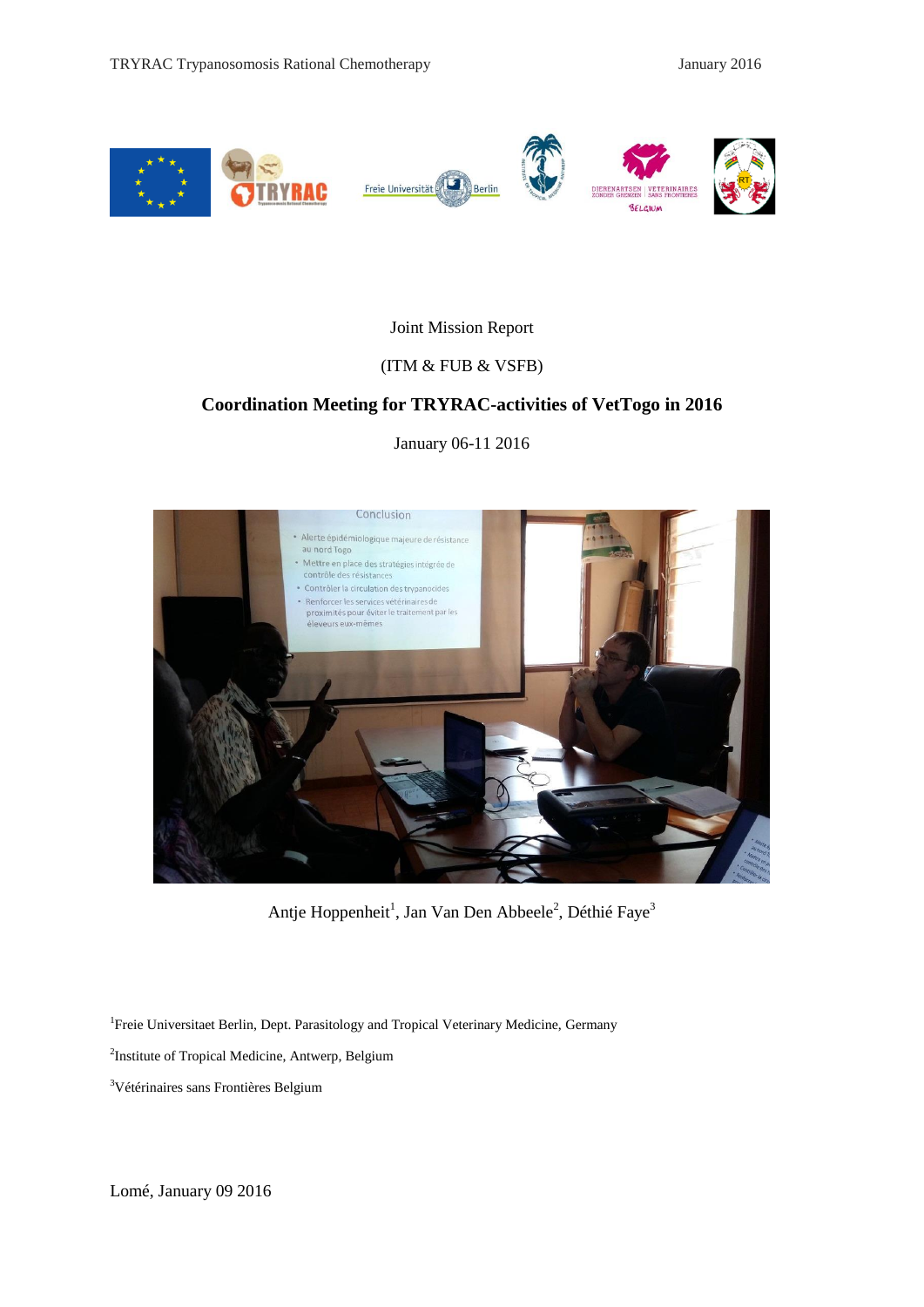Joint Mission Report

(ITM & FUB & VSFB)

# Coordination Meeting for TRYRAC-activities of VetTogo in 2016

January 06-11 2016

Antje Hoppenheit[1], Jan Van Den Abbeele[2], Déthié Faye[3]

[1]Freie Universitaet Berlin, Dept. Parasitology and Tropical Veterinary Medicine, Germany

[2]Institute of Tropical Medicine, Antwerp, Belgium

[3]Vétérinaires sans Frontières Belgium

Lomé, January 09 2016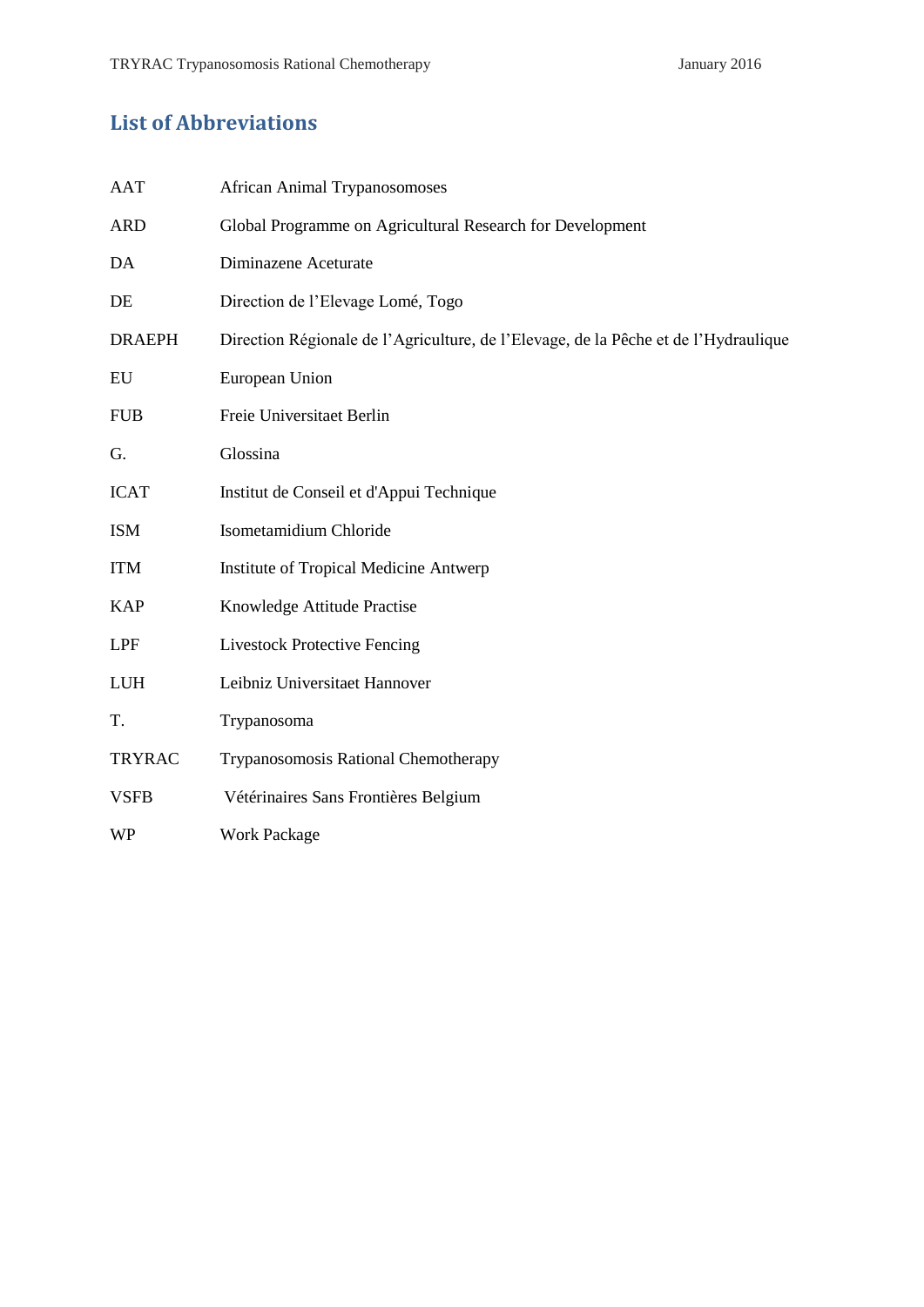## List of Abbreviations

| | |
|---|---|
| AAT | African Animal Trypanosomoses |
| ARD | Global Programme on Agricultural Research for Development |
| DA | Diminazene Aceturate |
| DE | Direction de l'Elevage Lomé, Togo |
| DRAEPH | Direction Régionale de l'Agriculture, de l'Elevage, de la Pêche et de l'Hydraulique |
| EU | European Union |
| FUB | Freie Universitaet Berlin |
| G. | Glossina |
| ICAT | Institut de Conseil et d'Appui Technique |
| ISM | Isometamidium Chloride |
| ITM | Institute of Tropical Medicine Antwerp |
| KAP | Knowledge Attitude Practise |
| LPF | Livestock Protective Fencing |
| LUH | Leibniz Universitaet Hannover |
| T. | Trypanosoma |
| TRYRAC | Trypanosomosis Rational Chemotherapy |
| VSFB | Vétérinaires Sans Frontières Belgium |
| WP | Work Package |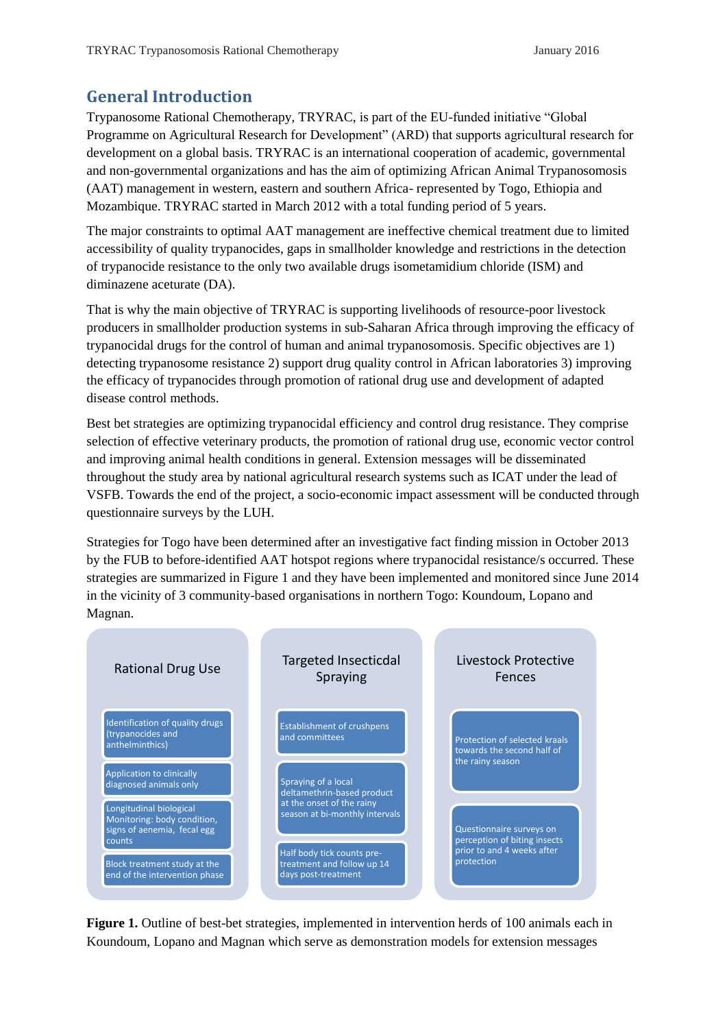## General Introduction

Trypanosome Rational Chemotherapy, TRYRAC, is part of the EU-funded initiative "Global Programme on Agricultural Research for Development" (ARD) that supports agricultural research for development on a global basis. TRYRAC is an international cooperation of academic, governmental and non-governmental organizations and has the aim of optimizing African Animal Trypanosomosis (AAT) management in western, eastern and southern Africa- represented by Togo, Ethiopia and Mozambique. TRYRAC started in March 2012 with a total funding period of 5 years.

The major constraints to optimal AAT management are ineffective chemical treatment due to limited accessibility of quality trypanocides, gaps in smallholder knowledge and restrictions in the detection of trypanocide resistance to the only two available drugs isometamidium chloride (ISM) and diminazene aceturate (DA).

That is why the main objective of TRYRAC is supporting livelihoods of resource-poor livestock producers in smallholder production systems in sub-Saharan Africa through improving the efficacy of trypanocidal drugs for the control of human and animal trypanosomosis. Specific objectives are 1) detecting trypanosome resistance 2) support drug quality control in African laboratories 3) improving the efficacy of trypanocides through promotion of rational drug use and development of adapted disease control methods.

Best bet strategies are optimizing trypanocidal efficiency and control drug resistance. They comprise selection of effective veterinary products, the promotion of rational drug use, economic vector control and improving animal health conditions in general. Extension messages will be disseminated throughout the study area by national agricultural research systems such as ICAT under the lead of VSFB. Towards the end of the project, a socio-economic impact assessment will be conducted through questionnaire surveys by the LUH.

Strategies for Togo have been determined after an investigative fact finding mission in October 2013 by the FUB to before-identified AAT hotspot regions where trypanocidal resistance/s occurred. These strategies are summarized in Figure 1 and they have been implemented and monitored since June 2014 in the vicinity of 3 community-based organisations in northern Togo: Koundoum, Lopano and Magnan.

| Rational Drug Use | Targeted Insectiсdal Spraying | Livestock Protective Fences |
|---|---|---|
| Identification of quality drugs (trypanocides and anthelminthics) | Establishment of crushpens and committees | Protection of selected kraals towards the second half of the rainy season |
| Application to clinically diagnosed animals only | Spraying of a local deltamethrin-based product at the onset of the rainy season at bi-monthly intervals | Questionnaire surveys on perception of biting insects prior to and 4 weeks after protection |
| Longitudinal biological Monitoring: body condition, signs of aenemia, fecal egg counts | Half body tick counts pre-treatment and follow up 14 days post-treatment | |
| Block treatment study at the end of the intervention phase | | |

**Figure 1.** Outline of best-bet strategies, implemented in intervention herds of 100 animals each in Koundoum, Lopano and Magnan which serve as demonstration models for extension messages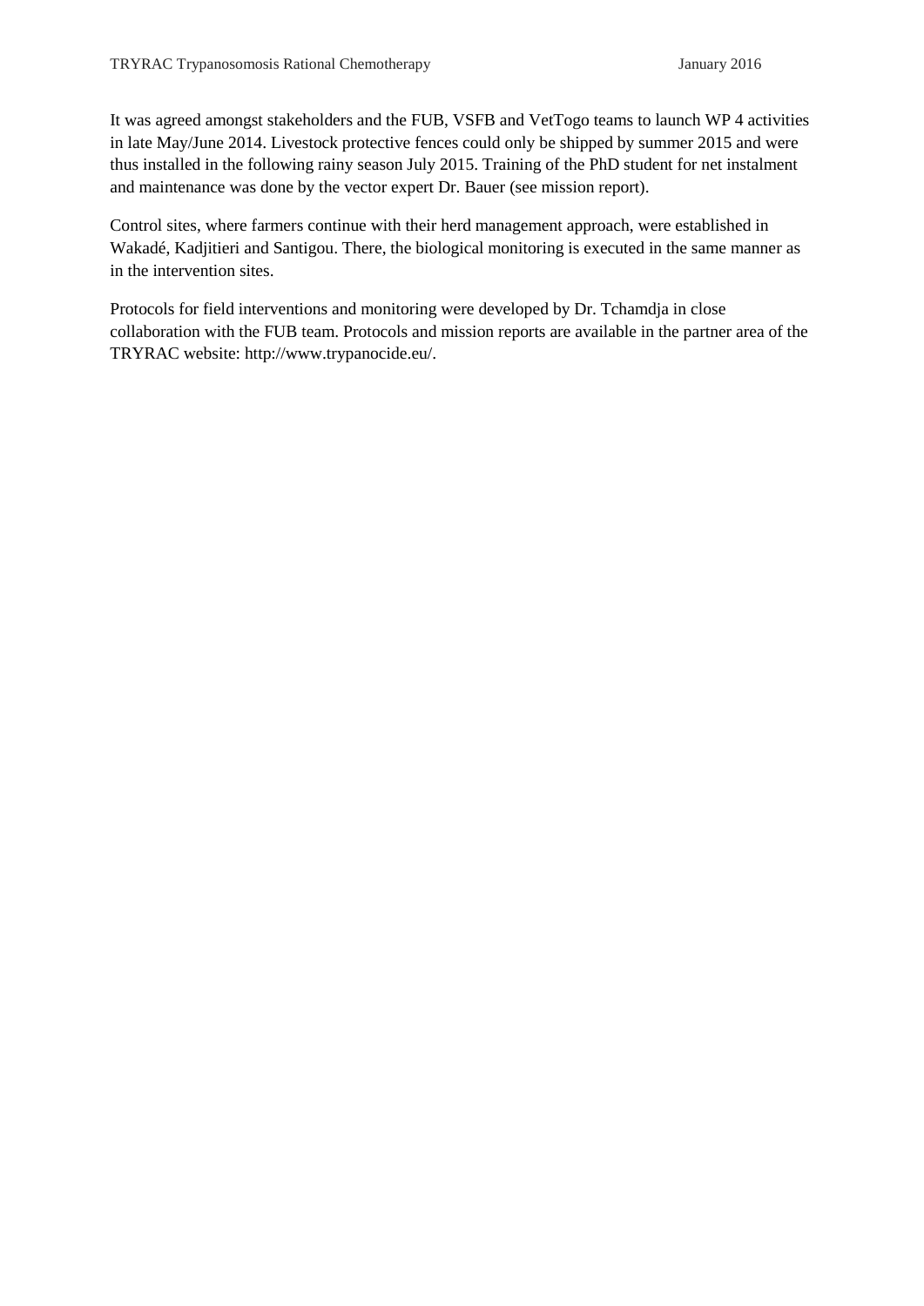It was agreed amongst stakeholders and the FUB, VSFB and VetTogo teams to launch WP 4 activities in late May/June 2014. Livestock protective fences could only be shipped by summer 2015 and were thus installed in the following rainy season July 2015. Training of the PhD student for net instalment and maintenance was done by the vector expert Dr. Bauer (see mission report).

Control sites, where farmers continue with their herd management approach, were established in Wakadé, Kadjitieri and Santigou. There, the biological monitoring is executed in the same manner as in the intervention sites.

Protocols for field interventions and monitoring were developed by Dr. Tchamdja in close collaboration with the FUB team. Protocols and mission reports are available in the partner area of the TRYRAC website: http://www.trypanocide.eu/.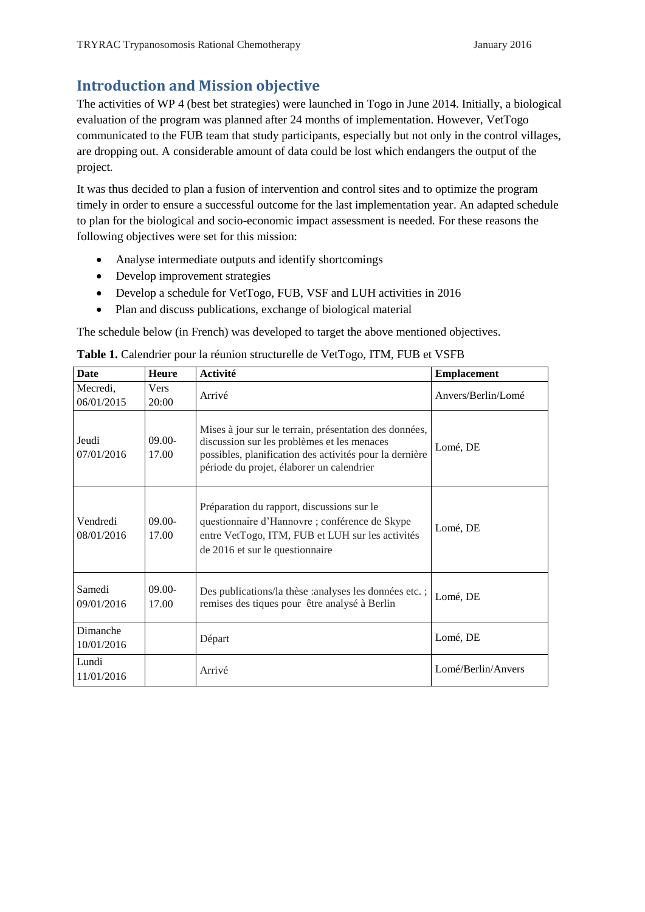## Introduction and Mission objective

The activities of WP 4 (best bet strategies) were launched in Togo in June 2014. Initially, a biological evaluation of the program was planned after 24 months of implementation. However, VetTogo communicated to the FUB team that study participants, especially but not only in the control villages, are dropping out. A considerable amount of data could be lost which endangers the output of the project.

It was thus decided to plan a fusion of intervention and control sites and to optimize the program timely in order to ensure a successful outcome for the last implementation year. An adapted schedule to plan for the biological and socio-economic impact assessment is needed. For these reasons the following objectives were set for this mission:

- Analyse intermediate outputs and identify shortcomings
- Develop improvement strategies
- Develop a schedule for VetTogo, FUB, VSF and LUH activities in 2016
- Plan and discuss publications, exchange of biological material

The schedule below (in French) was developed to target the above mentioned objectives.

**Table 1.** Calendrier pour la réunion structurelle de VetTogo, ITM, FUB et VSFB

| Date | Heure | Activité | Emplacement |
|---|---|---|---|
| Mecredi, 06/01/2015 | Vers 20:00 | Arrivé | Anvers/Berlin/Lomé |
| Jeudi 07/01/2016 | 09.00-17.00 | Mises à jour sur le terrain, présentation des données, discussion sur les problèmes et les menaces possibles, planification des activités pour la dernière période du projet, élaborer un calendrier | Lomé, DE |
| Vendredi 08/01/2016 | 09.00-17.00 | Préparation du rapport, discussions sur le questionnaire d'Hannovre ; conférence de Skype entre VetTogo, ITM, FUB et LUH sur les activités de 2016 et sur le questionnaire | Lomé, DE |
| Samedi 09/01/2016 | 09.00-17.00 | Des publications/la thèse :analyses les données etc. ; remises des tiques pour être analysé à Berlin | Lomé, DE |
| Dimanche 10/01/2016 | | Départ | Lomé, DE |
| Lundi 11/01/2016 | | Arrivé | Lomé/Berlin/Anvers |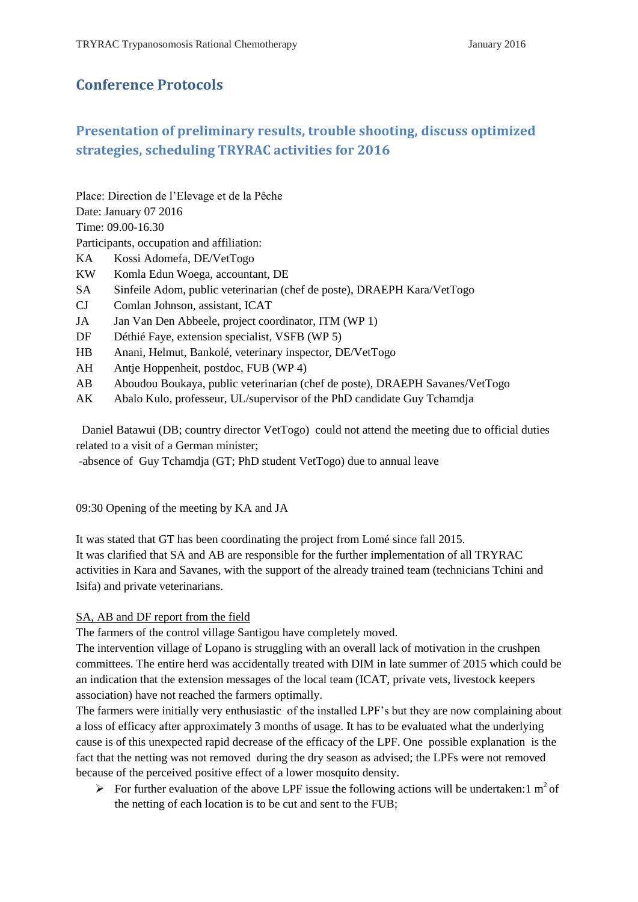# Conference Protocols

## Presentation of preliminary results, trouble shooting, discuss optimized strategies, scheduling TRYRAC activities for 2016

Place: Direction de l'Elevage et de la Pêche  
Date: January 07 2016  
Time: 09.00-16.30  
Participants, occupation and affiliation:

| | |
|---|---|
| KA | Kossi Adomefa, DE/VetTogo |
| KW | Komla Edun Woega, accountant, DE |
| SA | Sinfeile Adom, public veterinarian (chef de poste), DRAEPH Kara/VetTogo |
| CJ | Comlan Johnson, assistant, ICAT |
| JA | Jan Van Den Abbeele, project coordinator, ITM (WP 1) |
| DF | Déthié Faye, extension specialist, VSFB (WP 5) |
| HB | Anani, Helmut, Bankolé, veterinary inspector, DE/VetTogo |
| AH | Antje Hoppenheit, postdoc, FUB (WP 4) |
| AB | Aboudou Boukaya, public veterinarian (chef de poste), DRAEPH Savanes/VetTogo |
| AK | Abalo Kulo, professeur, UL/supervisor of the PhD candidate Guy Tchamdja |

Daniel Batawui (DB; country director VetTogo) could not attend the meeting due to official duties related to a visit of a German minister;  
-absence of Guy Tchamdja (GT; PhD student VetTogo) due to annual leave

09:30 Opening of the meeting by KA and JA

It was stated that GT has been coordinating the project from Lomé since fall 2015.  
It was clarified that SA and AB are responsible for the further implementation of all TRYRAC activities in Kara and Savanes, with the support of the already trained team (technicians Tchini and Isifa) and private veterinarians.

<u>SA, AB and DF report from the field</u>

The farmers of the control village Santigou have completely moved.

The intervention village of Lopano is struggling with an overall lack of motivation in the crushpen committees. The entire herd was accidentally treated with DIM in late summer of 2015 which could be an indication that the extension messages of the local team (ICAT, private vets, livestock keepers association) have not reached the farmers optimally.

The farmers were initially very enthusiastic of the installed LPF's but they are now complaining about a loss of efficacy after approximately 3 months of usage. It has to be evaluated what the underlying cause is of this unexpected rapid decrease of the efficacy of the LPF. One possible explanation is the fact that the netting was not removed during the dry season as advised; the LPFs were not removed because of the perceived positive effect of a lower mosquito density.

- For further evaluation of the above LPF issue the following actions will be undertaken: 1 m$^2$ of the netting of each location is to be cut and sent to the FUB;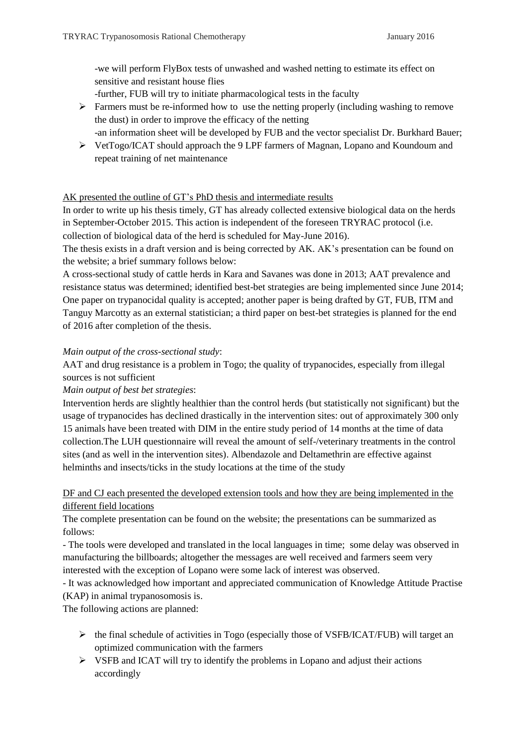-we will perform FlyBox tests of unwashed and washed netting to estimate its effect on sensitive and resistant house flies

-further, FUB will try to initiate pharmacological tests in the faculty

- Farmers must be re-informed how to use the netting properly (including washing to remove the dust) in order to improve the efficacy of the netting
  -an information sheet will be developed by FUB and the vector specialist Dr. Burkhard Bauer;
- VetTogo/ICAT should approach the 9 LPF farmers of Magnan, Lopano and Koundoum and repeat training of net maintenance

<u>AK presented the outline of GT's PhD thesis and intermediate results</u>

In order to write up his thesis timely, GT has already collected extensive biological data on the herds in September-October 2015. This action is independent of the foreseen TRYRAC protocol (i.e. collection of biological data of the herd is scheduled for May-June 2016).

The thesis exists in a draft version and is being corrected by AK. AK's presentation can be found on the website; a brief summary follows below:

A cross-sectional study of cattle herds in Kara and Savanes was done in 2013; AAT prevalence and resistance status was determined; identified best-bet strategies are being implemented since June 2014; One paper on trypanocidal quality is accepted; another paper is being drafted by GT, FUB, ITM and Tanguy Marcotty as an external statistician; a third paper on best-bet strategies is planned for the end of 2016 after completion of the thesis.

*Main output of the cross-sectional study*:

AAT and drug resistance is a problem in Togo; the quality of trypanocides, especially from illegal sources is not sufficient

*Main output of best bet strategies*:

Intervention herds are slightly healthier than the control herds (but statistically not significant) but the usage of trypanocides has declined drastically in the intervention sites: out of approximately 300 only 15 animals have been treated with DIM in the entire study period of 14 months at the time of data collection.The LUH questionnaire will reveal the amount of self-/veterinary treatments in the control sites (and as well in the intervention sites). Albendazole and Deltamethrin are effective against helminths and insects/ticks in the study locations at the time of the study

<u>DF and CJ each presented the developed extension tools and how they are being implemented in the different field locations</u>

The complete presentation can be found on the website; the presentations can be summarized as follows:

- The tools were developed and translated in the local languages in time; some delay was observed in manufacturing the billboards; altogether the messages are well received and farmers seem very interested with the exception of Lopano were some lack of interest was observed.
- It was acknowledged how important and appreciated communication of Knowledge Attitude Practise (KAP) in animal trypanosomosis is.

The following actions are planned:

- the final schedule of activities in Togo (especially those of VSFB/ICAT/FUB) will target an optimized communication with the farmers
- VSFB and ICAT will try to identify the problems in Lopano and adjust their actions accordingly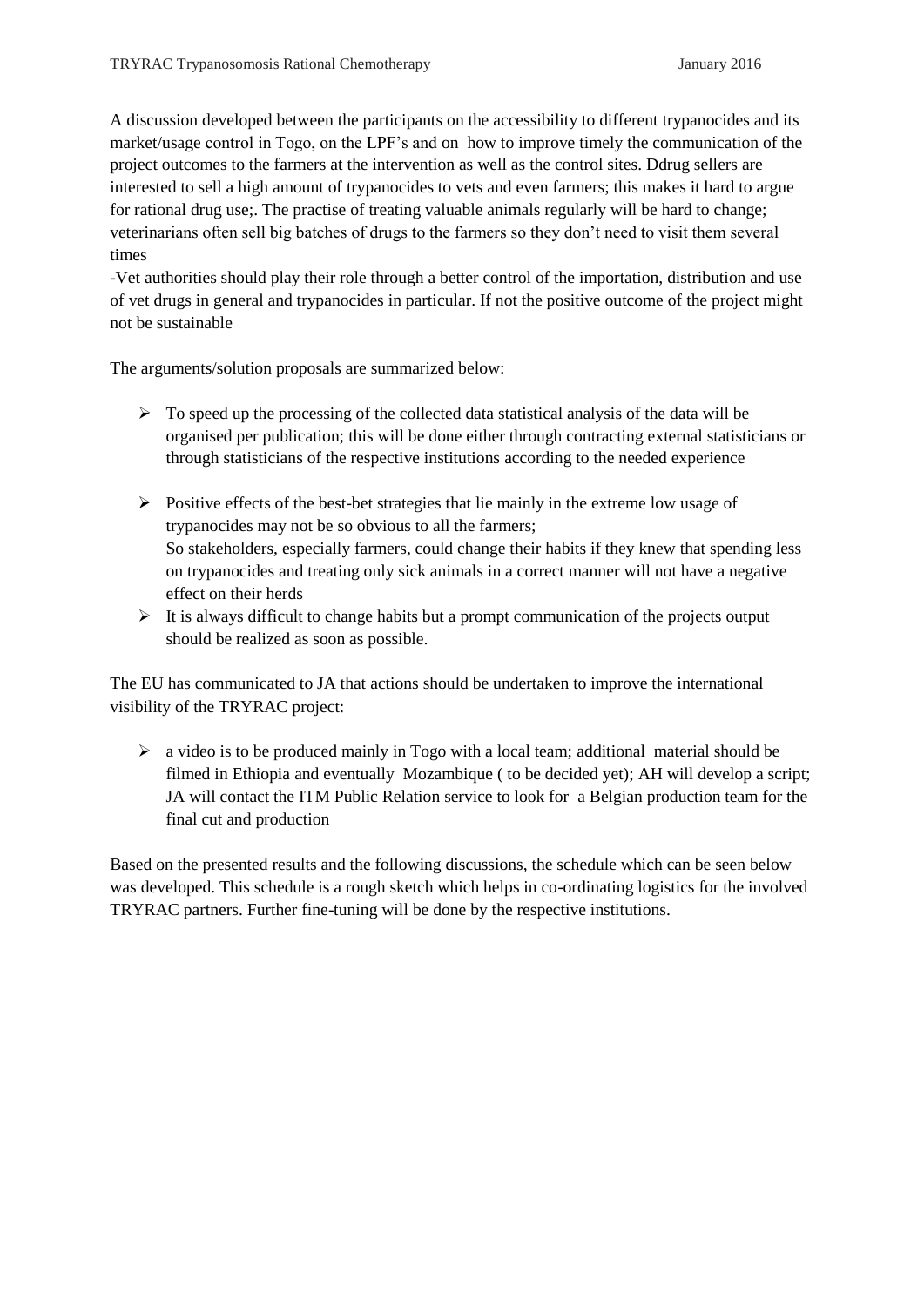A discussion developed between the participants on the accessibility to different trypanocides and its market/usage control in Togo, on the LPF's and on how to improve timely the communication of the project outcomes to the farmers at the intervention as well as the control sites. Ddrug sellers are interested to sell a high amount of trypanocides to vets and even farmers; this makes it hard to argue for rational drug use;. The practise of treating valuable animals regularly will be hard to change; veterinarians often sell big batches of drugs to the farmers so they don't need to visit them several times

-Vet authorities should play their role through a better control of the importation, distribution and use of vet drugs in general and trypanocides in particular. If not the positive outcome of the project might not be sustainable

The arguments/solution proposals are summarized below:

- To speed up the processing of the collected data statistical analysis of the data will be organised per publication; this will be done either through contracting external statisticians or through statisticians of the respective institutions according to the needed experience

- Positive effects of the best-bet strategies that lie mainly in the extreme low usage of trypanocides may not be so obvious to all the farmers;
  So stakeholders, especially farmers, could change their habits if they knew that spending less on trypanocides and treating only sick animals in a correct manner will not have a negative effect on their herds
- It is always difficult to change habits but a prompt communication of the projects output should be realized as soon as possible.

The EU has communicated to JA that actions should be undertaken to improve the international visibility of the TRYRAC project:

- a video is to be produced mainly in Togo with a local team; additional material should be filmed in Ethiopia and eventually Mozambique ( to be decided yet); AH will develop a script; JA will contact the ITM Public Relation service to look for a Belgian production team for the final cut and production

Based on the presented results and the following discussions, the schedule which can be seen below was developed. This schedule is a rough sketch which helps in co-ordinating logistics for the involved TRYRAC partners. Further fine-tuning will be done by the respective institutions.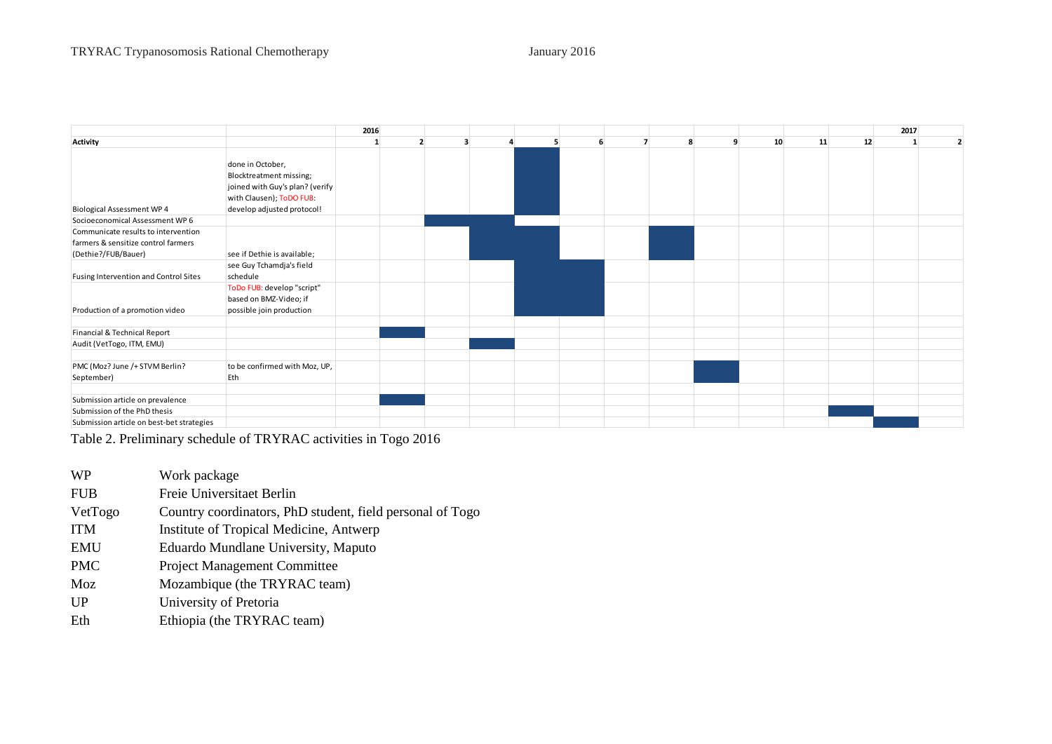| | | 2016 | | | | | | | | | | | | 2017 | |
|---|---|---|---|---|---|---|---|---|---|---|---|---|---|---|---|
| **Activity** | | **1** | **2** | **3** | **4** | **5** | **6** | **7** | **8** | **9** | **10** | **11** | **12** | **1** | **2** |
| Biological Assessment WP 4 | done in October, Blocktreatment missing; joined with Guy's plan? (verify with Clausen); ToDO FUB: develop adjusted protocol! | | | | | ■ | | | | | | | | | |
| Socioeconomical Assessment WP 6 | | | | ■ | ■ | | | | | | | | | | |
| Communicate results to intervention farmers & sensitize control farmers (Dethie?/FUB/Bauer) | see if Dethie is available; | | | | ■ | ■ | | | ■ | | | | | | |
| Fusing Intervention and Control Sites | see Guy Tchamdja's field schedule | | | | | ■ | ■ | | | | | | | | |
| Production of a promotion video | ToDo FUB: develop "script" based on BMZ-Video; if possible join production | | | | | ■ | ■ | | | | | | | | |
| | | | | | | | | | | | | | | | |
| Financial & Technical Report | | | ■ | | | | | | | | | | | | |
| Audit (VetTogo, ITM, EMU) | | | | | ■ | | | | | | | | | | |
| | | | | | | | | | | | | | | | |
| PMC (Moz? June /+ STVM Berlin? September) | to be confirmed with Moz, UP, Eth | | | | | | | | | ■ | | | | | |
| | | | | | | | | | | | | | | | |
| Submission article on prevalence | | | ■ | | | | | | | | | | | | |
| Submission of the PhD thesis | | | | | | | | | | | | | ■ | | |
| Submission article on best-bet strategies | | | | | | | | | | | | | | ■ | |

Table 2. Preliminary schedule of TRYRAC activities in Togo 2016

| | |
|---|---|
| WP | Work package |
| FUB | Freie Universitaet Berlin |
| VetTogo | Country coordinators, PhD student, field personal of Togo |
| ITM | Institute of Tropical Medicine, Antwerp |
| EMU | Eduardo Mundlane University, Maputo |
| PMC | Project Management Committee |
| Moz | Mozambique (the TRYRAC team) |
| UP | University of Pretoria |
| Eth | Ethiopia (the TRYRAC team) |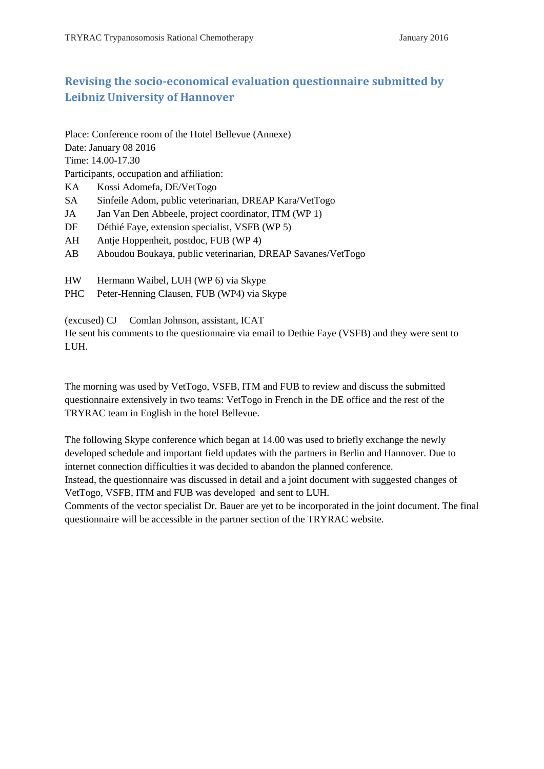## Revising the socio-economical evaluation questionnaire submitted by Leibniz University of Hannover

Place: Conference room of the Hotel Bellevue (Annexe)
Date: January 08 2016
Time: 14.00-17.30
Participants, occupation and affiliation:

KA Kossi Adomefa, DE/VetTogo
SA Sinfeile Adom, public veterinarian, DREAP Kara/VetTogo
JA Jan Van Den Abbeele, project coordinator, ITM (WP 1)
DF Déthié Faye, extension specialist, VSFB (WP 5)
AH Antje Hoppenheit, postdoc, FUB (WP 4)
AB Aboudou Boukaya, public veterinarian, DREAP Savanes/VetTogo

HW Hermann Waibel, LUH (WP 6) via Skype
PHC Peter-Henning Clausen, FUB (WP4) via Skype

(excused) CJ Comlan Johnson, assistant, ICAT
He sent his comments to the questionnaire via email to Dethie Faye (VSFB) and they were sent to LUH.

The morning was used by VetTogo, VSFB, ITM and FUB to review and discuss the submitted questionnaire extensively in two teams: VetTogo in French in the DE office and the rest of the TRYRAC team in English in the hotel Bellevue.

The following Skype conference which began at 14.00 was used to briefly exchange the newly developed schedule and important field updates with the partners in Berlin and Hannover. Due to internet connection difficulties it was decided to abandon the planned conference.
Instead, the questionnaire was discussed in detail and a joint document with suggested changes of VetTogo, VSFB, ITM and FUB was developed and sent to LUH.
Comments of the vector specialist Dr. Bauer are yet to be incorporated in the joint document. The final questionnaire will be accessible in the partner section of the TRYRAC website.